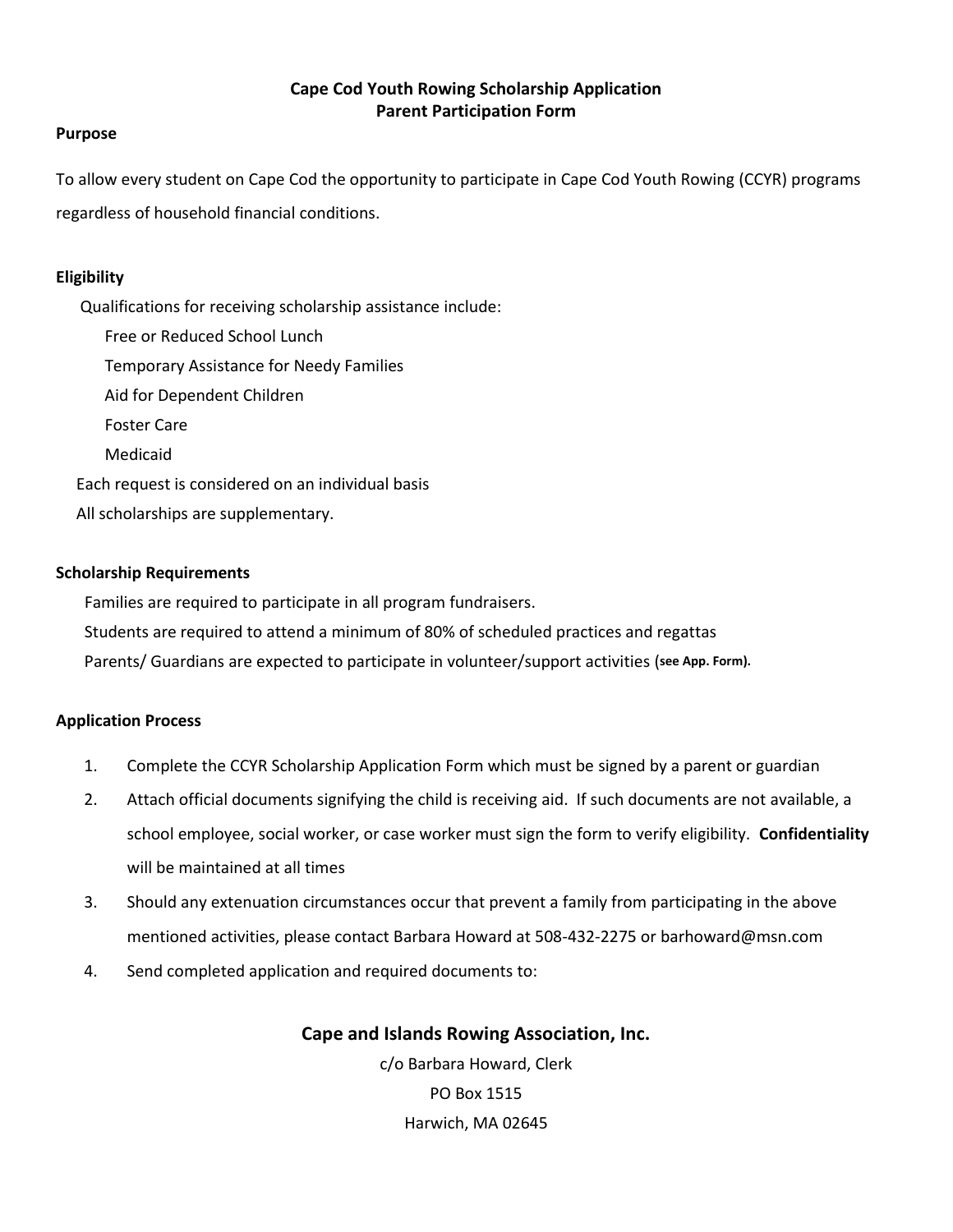**Cape Cod Youth Rowing Scholarship Application**
**Parent Participation Form**

**Purpose**

To allow every student on Cape Cod the opportunity to participate in Cape Cod Youth Rowing (CCYR) programs regardless of household financial conditions.

**Eligibility**

Qualifications for receiving scholarship assistance include:

- Free or Reduced School Lunch
- Temporary Assistance for Needy Families
- Aid for Dependent Children
- Foster Care
- Medicaid

Each request is considered on an individual basis

All scholarships are supplementary.

**Scholarship Requirements**

Families are required to participate in all program fundraisers.

Students are required to attend a minimum of 80% of scheduled practices and regattas

Parents/ Guardians are expected to participate in volunteer/support activities **(see App. Form).**

**Application Process**

1. Complete the CCYR Scholarship Application Form which must be signed by a parent or guardian
2. Attach official documents signifying the child is receiving aid. If such documents are not available, a school employee, social worker, or case worker must sign the form to verify eligibility. **Confidentiality** will be maintained at all times
3. Should any extenuation circumstances occur that prevent a family from participating in the above mentioned activities, please contact Barbara Howard at 508-432-2275 or barhoward@msn.com
4. Send completed application and required documents to:

**Cape and Islands Rowing Association, Inc.**

c/o Barbara Howard, Clerk

PO Box 1515

Harwich, MA 02645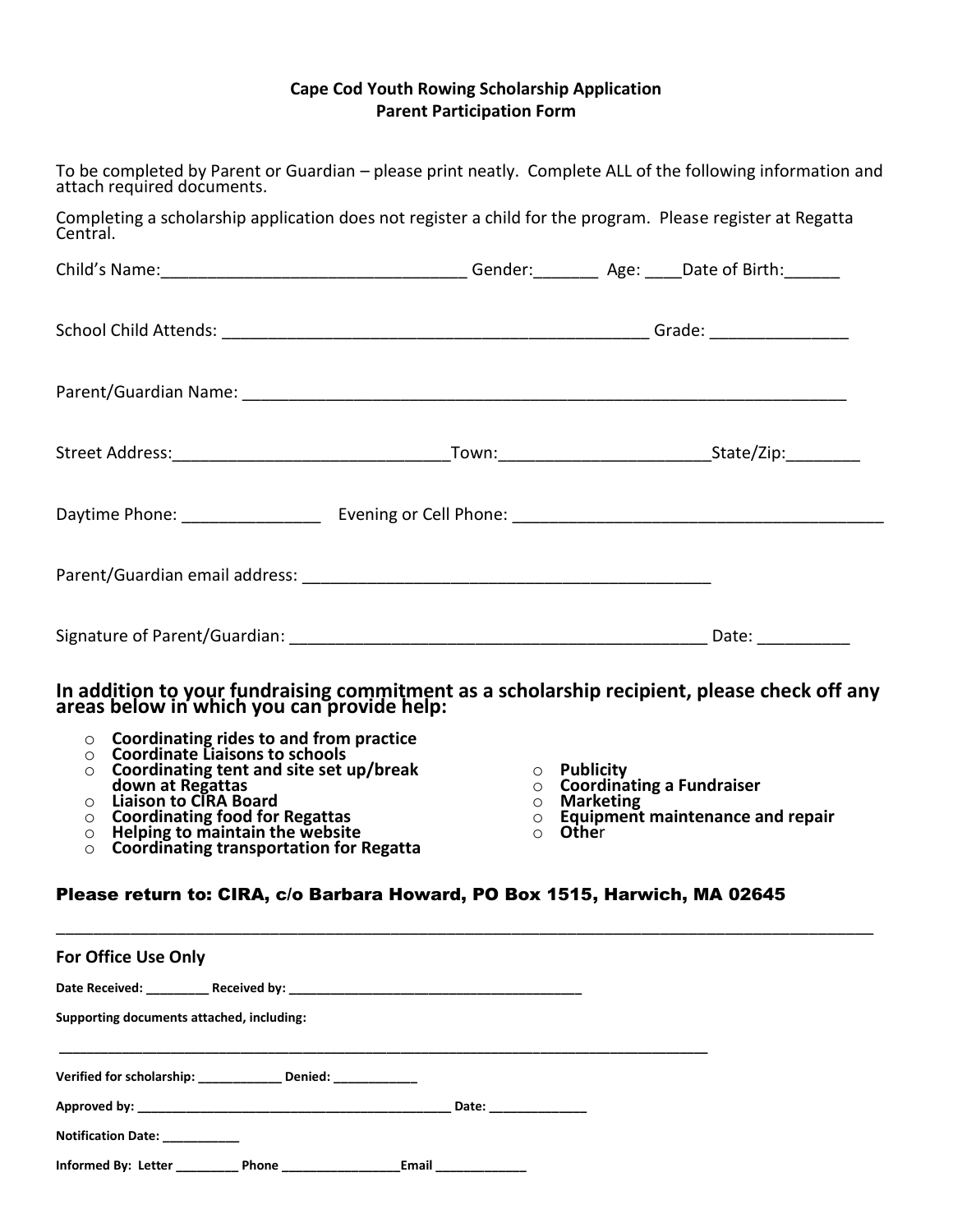## Cape Cod Youth Rowing Scholarship Application
## Parent Participation Form

To be completed by Parent or Guardian – please print neatly. Complete ALL of the following information and attach required documents.

Completing a scholarship application does not register a child for the program. Please register at Regatta Central.

Child's Name:_________________________________ Gender:_______ Age: ____Date of Birth:______

School Child Attends: _______________________________________________ Grade: _______________

Parent/Guardian Name: ____________________________________________________________________

Street Address:_____________________________Town:______________________State/Zip:________

Daytime Phone: _______________ Evening or Cell Phone: ________________________________________

Parent/Guardian email address: _____________________________________________

Signature of Parent/Guardian: ______________________________________________ Date: __________

### In addition to your fundraising commitment as a scholarship recipient, please check off any areas below in which you can provide help:

- **Coordinating rides to and from practice**
- **Coordinate Liaisons to schools**
- **Coordinating tent and site set up/break down at Regattas**
- **Liaison to CIRA Board**
- **Coordinating food for Regattas**
- **Helping to maintain the website**
- **Coordinating transportation for Regatta**
- **Publicity**
- **Coordinating a Fundraiser**
- **Marketing**
- **Equipment maintenance and repair**
- **Other**

**Please return to: CIRA, c/o Barbara Howard, PO Box 1515, Harwich, MA 02645**

---

**For Office Use Only**

**Date Received: _________ Received by: _________________________________________**

**Supporting documents attached, including:**

**_____________________________________________________________________________**

**Verified for scholarship: ____________ Denied: ____________**

**Approved by: ____________________________________________ Date: ______________**

**Notification Date: ___________**

**Informed By: Letter _________ Phone _________________Email _____________**